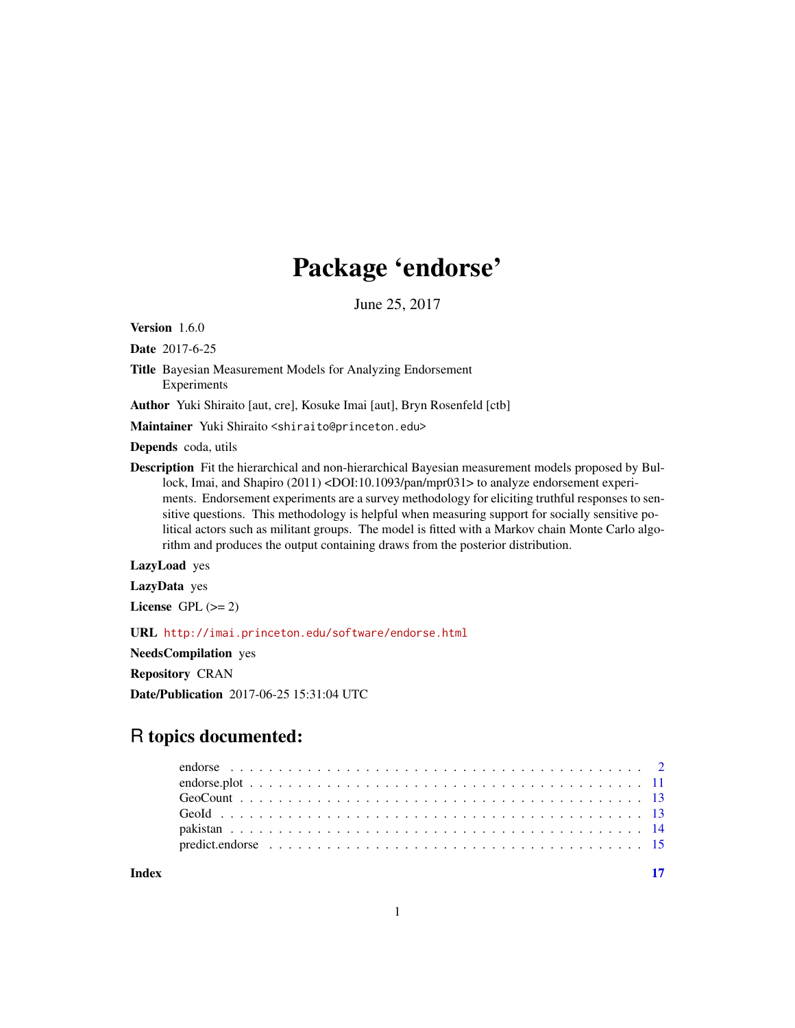# Package 'endorse'

June 25, 2017

**Version** 1.6.0

**Date** 2017-6-25

**Title** Bayesian Measurement Models for Analyzing Endorsement Experiments

**Author** Yuki Shiraito [aut, cre], Kosuke Imai [aut], Bryn Rosenfeld [ctb]

**Maintainer** Yuki Shiraito <shiraito@princeton.edu>

**Depends** coda, utils

**Description** Fit the hierarchical and non-hierarchical Bayesian measurement models proposed by Bullock, Imai, and Shapiro (2011) <DOI:10.1093/pan/mpr031> to analyze endorsement experiments. Endorsement experiments are a survey methodology for eliciting truthful responses to sensitive questions. This methodology is helpful when measuring support for socially sensitive political actors such as militant groups. The model is fitted with a Markov chain Monte Carlo algorithm and produces the output containing draws from the posterior distribution.

**LazyLoad** yes

**LazyData** yes

**License** GPL (>= 2)

**URL** http://imai.princeton.edu/software/endorse.html

**NeedsCompilation** yes

**Repository** CRAN

**Date/Publication** 2017-06-25 15:31:04 UTC

## R topics documented:

| | |
|---|---|
| endorse | 2 |
| endorse.plot | 11 |
| GeoCount | 13 |
| GeoId | 13 |
| pakistan | 14 |
| predict.endorse | 15 |
| **Index** | **17** |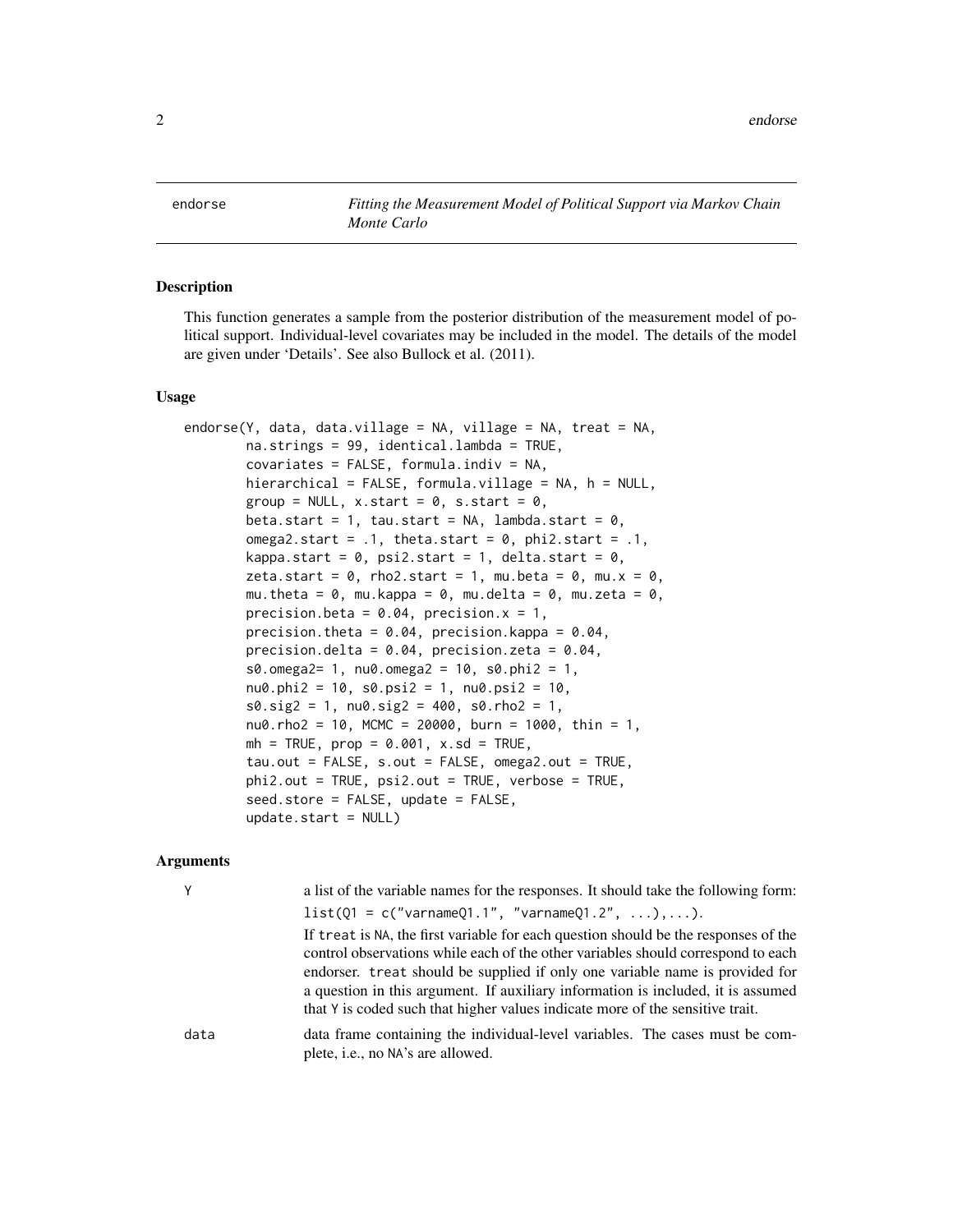# endorse — *Fitting the Measurement Model of Political Support via Markov Chain Monte Carlo*

## Description

This function generates a sample from the posterior distribution of the measurement model of political support. Individual-level covariates may be included in the model. The details of the model are given under 'Details'. See also Bullock et al. (2011).

## Usage

```
endorse(Y, data, data.village = NA, village = NA, treat = NA,
        na.strings = 99, identical.lambda = TRUE,
        covariates = FALSE, formula.indiv = NA,
        hierarchical = FALSE, formula.village = NA, h = NULL,
        group = NULL, x.start = 0, s.start = 0,
        beta.start = 1, tau.start = NA, lambda.start = 0,
        omega2.start = .1, theta.start = 0, phi2.start = .1,
        kappa.start = 0, psi2.start = 1, delta.start = 0,
        zeta.start = 0, rho2.start = 1, mu.beta = 0, mu.x = 0,
        mu.theta = 0, mu.kappa = 0, mu.delta = 0, mu.zeta = 0,
        precision.beta = 0.04, precision.x = 1,
        precision.theta = 0.04, precision.kappa = 0.04,
        precision.delta = 0.04, precision.zeta = 0.04,
        s0.omega2= 1, nu0.omega2 = 10, s0.phi2 = 1,
        nu0.phi2 = 10, s0.psi2 = 1, nu0.psi2 = 10,
        s0.sig2 = 1, nu0.sig2 = 400, s0.rho2 = 1,
        nu0.rho2 = 10, MCMC = 20000, burn = 1000, thin = 1,
        mh = TRUE, prop = 0.001, x.sd = TRUE,
        tau.out = FALSE, s.out = FALSE, omega2.out = TRUE,
        phi2.out = TRUE, psi2.out = TRUE, verbose = TRUE,
        seed.store = FALSE, update = FALSE,
        update.start = NULL)
```

## Arguments

`Y` — a list of the variable names for the responses. It should take the following form:

`list(Q1 = c("varnameQ1.1", "varnameQ1.2", ...),...)`.

If `treat` is NA, the first variable for each question should be the responses of the control observations while each of the other variables should correspond to each endorser. `treat` should be supplied if only one variable name is provided for a question in this argument. If auxiliary information is included, it is assumed that Y is coded such that higher values indicate more of the sensitive trait.

`data` — data frame containing the individual-level variables. The cases must be complete, i.e., no NA's are allowed.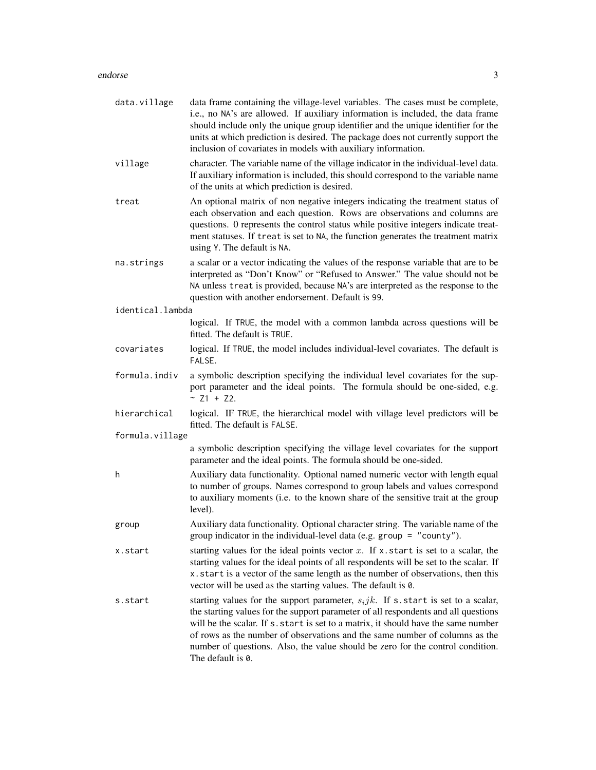data.village
: data frame containing the village-level variables. The cases must be complete, i.e., no NA's are allowed. If auxiliary information is included, the data frame should include only the unique group identifier and the unique identifier for the units at which prediction is desired. The package does not currently support the inclusion of covariates in models with auxiliary information.

village
: character. The variable name of the village indicator in the individual-level data. If auxiliary information is included, this should correspond to the variable name of the units at which prediction is desired.

treat
: An optional matrix of non negative integers indicating the treatment status of each observation and each question. Rows are observations and columns are questions. 0 represents the control status while positive integers indicate treatment statuses. If treat is set to NA, the function generates the treatment matrix using Y. The default is NA.

na.strings
: a scalar or a vector indicating the values of the response variable that are to be interpreted as "Don't Know" or "Refused to Answer." The value should not be NA unless treat is provided, because NA's are interpreted as the response to the question with another endorsement. Default is 99.

identical.lambda
: logical. If TRUE, the model with a common lambda across questions will be fitted. The default is TRUE.

covariates
: logical. If TRUE, the model includes individual-level covariates. The default is FALSE.

formula.indiv
: a symbolic description specifying the individual level covariates for the support parameter and the ideal points. The formula should be one-sided, e.g. `~ Z1 + Z2`.

hierarchical
: logical. IF TRUE, the hierarchical model with village level predictors will be fitted. The default is FALSE.

formula.village
: a symbolic description specifying the village level covariates for the support parameter and the ideal points. The formula should be one-sided.

h
: Auxiliary data functionality. Optional named numeric vector with length equal to number of groups. Names correspond to group labels and values correspond to auxiliary moments (i.e. to the known share of the sensitive trait at the group level).

group
: Auxiliary data functionality. Optional character string. The variable name of the group indicator in the individual-level data (e.g. `group = "county"`).

x.start
: starting values for the ideal points vector $x$. If x.start is set to a scalar, the starting values for the ideal points of all respondents will be set to the scalar. If x.start is a vector of the same length as the number of observations, then this vector will be used as the starting values. The default is 0.

s.start
: starting values for the support parameter, $s_ijk$. If s.start is set to a scalar, the starting values for the support parameter of all respondents and all questions will be the scalar. If s.start is set to a matrix, it should have the same number of rows as the number of observations and the same number of columns as the number of questions. Also, the value should be zero for the control condition. The default is 0.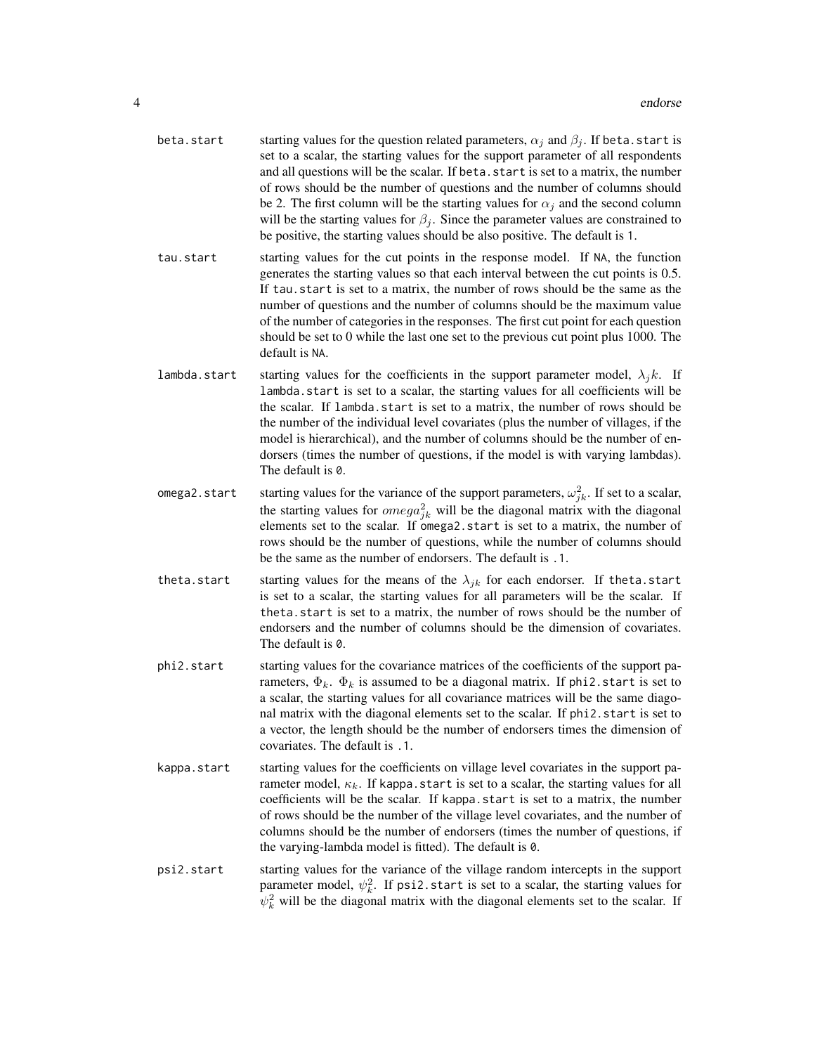beta.start
: starting values for the question related parameters, $\alpha_j$ and $\beta_j$. If `beta.start` is set to a scalar, the starting values for the support parameter of all respondents and all questions will be the scalar. If `beta.start` is set to a matrix, the number of rows should be the number of questions and the number of columns should be 2. The first column will be the starting values for $\alpha_j$ and the second column will be the starting values for $\beta_j$. Since the parameter values are constrained to be positive, the starting values should be also positive. The default is `1`.

tau.start
: starting values for the cut points in the response model. If `NA`, the function generates the starting values so that each interval between the cut points is 0.5. If `tau.start` is set to a matrix, the number of rows should be the same as the number of questions and the number of columns should be the maximum value of the number of categories in the responses. The first cut point for each question should be set to 0 while the last one set to the previous cut point plus 1000. The default is `NA`.

lambda.start
: starting values for the coefficients in the support parameter model, $\lambda_j k$. If `lambda.start` is set to a scalar, the starting values for all coefficients will be the scalar. If `lambda.start` is set to a matrix, the number of rows should be the number of the individual level covariates (plus the number of villages, if the model is hierarchical), and the number of columns should be the number of endorsers (times the number of questions, if the model is with varying lambdas). The default is `0`.

omega2.start
: starting values for the variance of the support parameters, $\omega_{jk}^2$. If set to a scalar, the starting values for $omega_{jk}^2$ will be the diagonal matrix with the diagonal elements set to the scalar. If `omega2.start` is set to a matrix, the number of rows should be the number of questions, while the number of columns should be the same as the number of endorsers. The default is `.1`.

theta.start
: starting values for the means of the $\lambda_{jk}$ for each endorser. If `theta.start` is set to a scalar, the starting values for all parameters will be the scalar. If `theta.start` is set to a matrix, the number of rows should be the number of endorsers and the number of columns should be the dimension of covariates. The default is `0`.

phi2.start
: starting values for the covariance matrices of the coefficients of the support parameters, $\Phi_k$. $\Phi_k$ is assumed to be a diagonal matrix. If `phi2.start` is set to a scalar, the starting values for all covariance matrices will be the same diagonal matrix with the diagonal elements set to the scalar. If `phi2.start` is set to a vector, the length should be the number of endorsers times the dimension of covariates. The default is `.1`.

kappa.start
: starting values for the coefficients on village level covariates in the support parameter model, $\kappa_k$. If `kappa.start` is set to a scalar, the starting values for all coefficients will be the scalar. If `kappa.start` is set to a matrix, the number of rows should be the number of the village level covariates, and the number of columns should be the number of endorsers (times the number of questions, if the varying-lambda model is fitted). The default is `0`.

psi2.start
: starting values for the variance of the village random intercepts in the support parameter model, $\psi_k^2$. If `psi2.start` is set to a scalar, the starting values for $\psi_k^2$ will be the diagonal matrix with the diagonal elements set to the scalar. If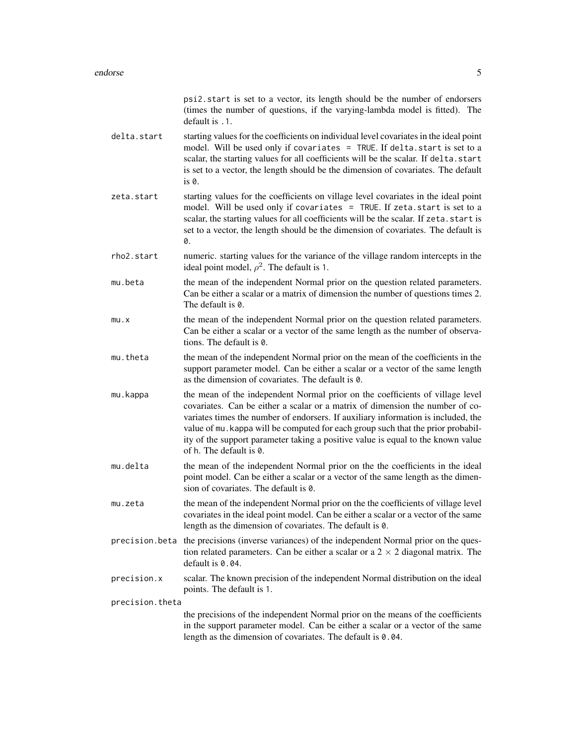psi2.start is set to a vector, its length should be the number of endorsers (times the number of questions, if the varying-lambda model is fitted). The default is .1.

delta.start
: starting values for the coefficients on individual level covariates in the ideal point model. Will be used only if `covariates = TRUE`. If delta.start is set to a scalar, the starting values for all coefficients will be the scalar. If delta.start is set to a vector, the length should be the dimension of covariates. The default is 0.

zeta.start
: starting values for the coefficients on village level covariates in the ideal point model. Will be used only if `covariates = TRUE`. If zeta.start is set to a scalar, the starting values for all coefficients will be the scalar. If zeta.start is set to a vector, the length should be the dimension of covariates. The default is 0.

rho2.start
: numeric. starting values for the variance of the village random intercepts in the ideal point model, $\rho^2$. The default is 1.

mu.beta
: the mean of the independent Normal prior on the question related parameters. Can be either a scalar or a matrix of dimension the number of questions times 2. The default is 0.

mu.x
: the mean of the independent Normal prior on the question related parameters. Can be either a scalar or a vector of the same length as the number of observations. The default is 0.

mu.theta
: the mean of the independent Normal prior on the mean of the coefficients in the support parameter model. Can be either a scalar or a vector of the same length as the dimension of covariates. The default is 0.

mu.kappa
: the mean of the independent Normal prior on the coefficients of village level covariates. Can be either a scalar or a matrix of dimension the number of covariates times the number of endorsers. If auxiliary information is included, the value of mu.kappa will be computed for each group such that the prior probability of the support parameter taking a positive value is equal to the known value of h. The default is 0.

mu.delta
: the mean of the independent Normal prior on the the coefficients in the ideal point model. Can be either a scalar or a vector of the same length as the dimension of covariates. The default is 0.

mu.zeta
: the mean of the independent Normal prior on the the coefficients of village level covariates in the ideal point model. Can be either a scalar or a vector of the same length as the dimension of covariates. The default is 0.

precision.beta
: the precisions (inverse variances) of the independent Normal prior on the question related parameters. Can be either a scalar or a $2 \times 2$ diagonal matrix. The default is 0.04.

precision.x
: scalar. The known precision of the independent Normal distribution on the ideal points. The default is 1.

precision.theta
: the precisions of the independent Normal prior on the means of the coefficients in the support parameter model. Can be either a scalar or a vector of the same length as the dimension of covariates. The default is 0.04.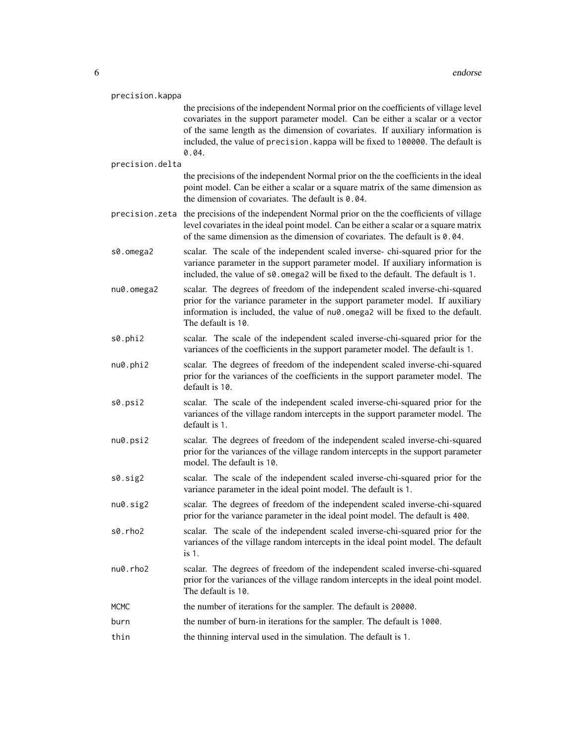`precision.kappa`
: the precisions of the independent Normal prior on the coefficients of village level covariates in the support parameter model. Can be either a scalar or a vector of the same length as the dimension of covariates. If auxiliary information is included, the value of `precision.kappa` will be fixed to `100000`. The default is `0.04`.

`precision.delta`
: the precisions of the independent Normal prior on the the coefficients in the ideal point model. Can be either a scalar or a square matrix of the same dimension as the dimension of covariates. The default is `0.04`.

`precision.zeta`
: the precisions of the independent Normal prior on the the coefficients of village level covariates in the ideal point model. Can be either a scalar or a square matrix of the same dimension as the dimension of covariates. The default is `0.04`.

`s0.omega2`
: scalar. The scale of the independent scaled inverse- chi-squared prior for the variance parameter in the support parameter model. If auxiliary information is included, the value of `s0.omega2` will be fixed to the default. The default is `1`.

`nu0.omega2`
: scalar. The degrees of freedom of the independent scaled inverse-chi-squared prior for the variance parameter in the support parameter model. If auxiliary information is included, the value of `nu0.omega2` will be fixed to the default. The default is `10`.

`s0.phi2`
: scalar. The scale of the independent scaled inverse-chi-squared prior for the variances of the coefficients in the support parameter model. The default is `1`.

`nu0.phi2`
: scalar. The degrees of freedom of the independent scaled inverse-chi-squared prior for the variances of the coefficients in the support parameter model. The default is `10`.

`s0.psi2`
: scalar. The scale of the independent scaled inverse-chi-squared prior for the variances of the village random intercepts in the support parameter model. The default is `1`.

`nu0.psi2`
: scalar. The degrees of freedom of the independent scaled inverse-chi-squared prior for the variances of the village random intercepts in the support parameter model. The default is `10`.

`s0.sig2`
: scalar. The scale of the independent scaled inverse-chi-squared prior for the variance parameter in the ideal point model. The default is `1`.

`nu0.sig2`
: scalar. The degrees of freedom of the independent scaled inverse-chi-squared prior for the variance parameter in the ideal point model. The default is `400`.

`s0.rho2`
: scalar. The scale of the independent scaled inverse-chi-squared prior for the variances of the village random intercepts in the ideal point model. The default is `1`.

`nu0.rho2`
: scalar. The degrees of freedom of the independent scaled inverse-chi-squared prior for the variances of the village random intercepts in the ideal point model. The default is `10`.

`MCMC`
: the number of iterations for the sampler. The default is `20000`.

`burn`
: the number of burn-in iterations for the sampler. The default is `1000`.

`thin`
: the thinning interval used in the simulation. The default is `1`.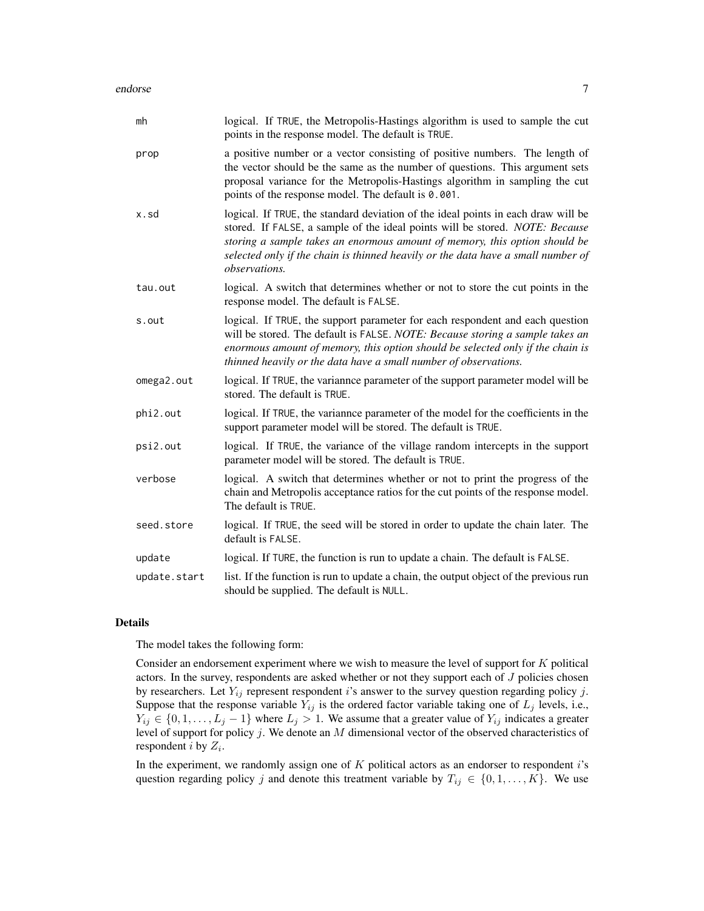| | |
|---|---|
| `mh` | logical. If `TRUE`, the Metropolis-Hastings algorithm is used to sample the cut points in the response model. The default is `TRUE`. |
| `prop` | a positive number or a vector consisting of positive numbers. The length of the vector should be the same as the number of questions. This argument sets proposal variance for the Metropolis-Hastings algorithm in sampling the cut points of the response model. The default is `0.001`. |
| `x.sd` | logical. If `TRUE`, the standard deviation of the ideal points in each draw will be stored. If `FALSE`, a sample of the ideal points will be stored. *NOTE: Because storing a sample takes an enormous amount of memory, this option should be selected only if the chain is thinned heavily or the data have a small number of observations.* |
| `tau.out` | logical. A switch that determines whether or not to store the cut points in the response model. The default is `FALSE`. |
| `s.out` | logical. If `TRUE`, the support parameter for each respondent and each question will be stored. The default is `FALSE`. *NOTE: Because storing a sample takes an enormous amount of memory, this option should be selected only if the chain is thinned heavily or the data have a small number of observations.* |
| `omega2.out` | logical. If `TRUE`, the variannce parameter of the support parameter model will be stored. The default is `TRUE`. |
| `phi2.out` | logical. If `TRUE`, the variannce parameter of the model for the coefficients in the support parameter model will be stored. The default is `TRUE`. |
| `psi2.out` | logical. If `TRUE`, the variance of the village random intercepts in the support parameter model will be stored. The default is `TRUE`. |
| `verbose` | logical. A switch that determines whether or not to print the progress of the chain and Metropolis acceptance ratios for the cut points of the response model. The default is `TRUE`. |
| `seed.store` | logical. If `TRUE`, the seed will be stored in order to update the chain later. The default is `FALSE`. |
| `update` | logical. If `TURE`, the function is run to update a chain. The default is `FALSE`. |
| `update.start` | list. If the function is run to update a chain, the output object of the previous run should be supplied. The default is `NULL`. |

## Details

The model takes the following form:

Consider an endorsement experiment where we wish to measure the level of support for $K$ political actors. In the survey, respondents are asked whether or not they support each of $J$ policies chosen by researchers. Let $Y_{ij}$ represent respondent $i$'s answer to the survey question regarding policy $j$. Suppose that the response variable $Y_{ij}$ is the ordered factor variable taking one of $L_j$ levels, i.e., $Y_{ij} \in \{0, 1, \ldots, L_j - 1\}$ where $L_j > 1$. We assume that a greater value of $Y_{ij}$ indicates a greater level of support for policy $j$. We denote an $M$ dimensional vector of the observed characteristics of respondent $i$ by $Z_i$.

In the experiment, we randomly assign one of $K$ political actors as an endorser to respondent $i$'s question regarding policy $j$ and denote this treatment variable by $T_{ij} \in \{0, 1, \ldots, K\}$. We use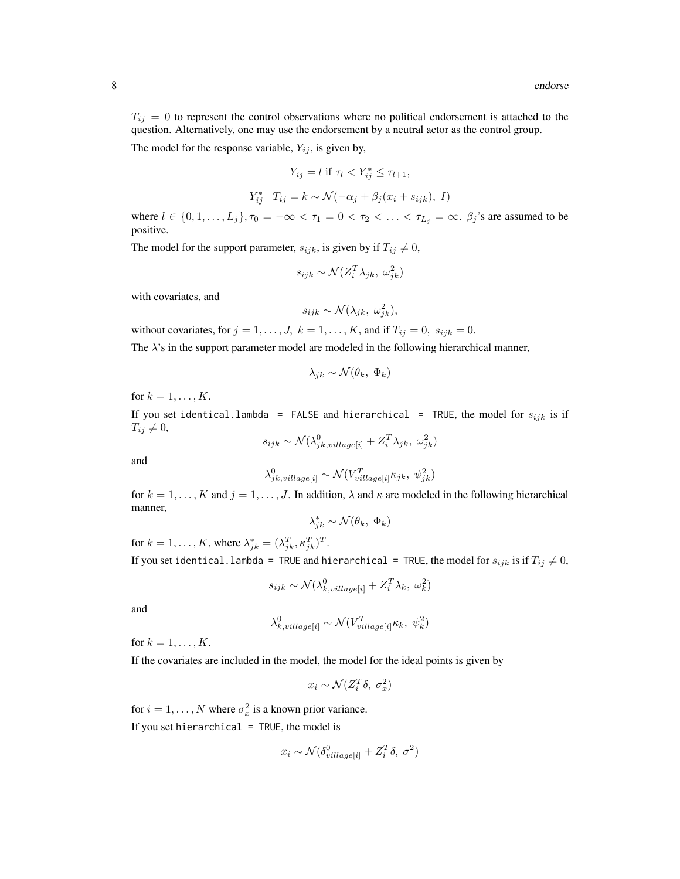$T_{ij} = 0$ to represent the control observations where no political endorsement is attached to the question. Alternatively, one may use the endorsement by a neutral actor as the control group.

The model for the response variable, $Y_{ij}$, is given by,

$$Y_{ij} = l \text{ if } \tau_l < Y_{ij}^* \leq \tau_{l+1},$$

$$Y_{ij}^* \mid T_{ij} = k \sim \mathcal{N}(-\alpha_j + \beta_j(x_i + s_{ijk}),\ I)$$

where $l \in \{0, 1, \ldots, L_j\}, \tau_0 = -\infty < \tau_1 = 0 < \tau_2 < \ldots < \tau_{L_j} = \infty$. $\beta_j$'s are assumed to be positive.

The model for the support parameter, $s_{ijk}$, is given by if $T_{ij} \neq 0$,

$$s_{ijk} \sim \mathcal{N}(Z_i^T \lambda_{jk},\ \omega_{jk}^2)$$

with covariates, and

$$s_{ijk} \sim \mathcal{N}(\lambda_{jk},\ \omega_{jk}^2),$$

without covariates, for $j = 1, \ldots, J,\ k = 1, \ldots, K$, and if $T_{ij} = 0,\ s_{ijk} = 0$.

The $\lambda$'s in the support parameter model are modeled in the following hierarchical manner,

$$\lambda_{jk} \sim \mathcal{N}(\theta_k,\ \Phi_k)$$

for $k = 1, \ldots, K$.

If you set `identical.lambda = FALSE` and `hierarchical = TRUE`, the model for $s_{ijk}$ is if $T_{ij} \neq 0$,

$$s_{ijk} \sim \mathcal{N}(\lambda^0_{jk,village[i]} + Z_i^T \lambda_{jk},\ \omega_{jk}^2)$$

and

$$\lambda^0_{jk,village[i]} \sim \mathcal{N}(V_{village[i]}^T \kappa_{jk},\ \psi_{jk}^2)$$

for $k = 1, \ldots, K$ and $j = 1, \ldots, J$. In addition, $\lambda$ and $\kappa$ are modeled in the following hierarchical manner,

$$\lambda^*_{jk} \sim \mathcal{N}(\theta_k,\ \Phi_k)$$

for $k = 1, \ldots, K$, where $\lambda^*_{jk} = (\lambda_{jk}^T, \kappa_{jk}^T)^T$.

If you set `identical.lambda = TRUE` and `hierarchical = TRUE`, the model for $s_{ijk}$ is if $T_{ij} \neq 0$,

$$s_{ijk} \sim \mathcal{N}(\lambda^0_{k,village[i]} + Z_i^T \lambda_k,\ \omega_k^2)$$

and

$$\lambda^0_{k,village[i]} \sim \mathcal{N}(V_{village[i]}^T \kappa_k,\ \psi_k^2)$$

for $k = 1, \ldots, K$.

If the covariates are included in the model, the model for the ideal points is given by

$$x_i \sim \mathcal{N}(Z_i^T \delta,\ \sigma_x^2)$$

for $i = 1, \ldots, N$ where $\sigma_x^2$ is a known prior variance.

If you set `hierarchical = TRUE`, the model is

$$x_i \sim \mathcal{N}(\delta^0_{village[i]} + Z_i^T \delta,\ \sigma^2)$$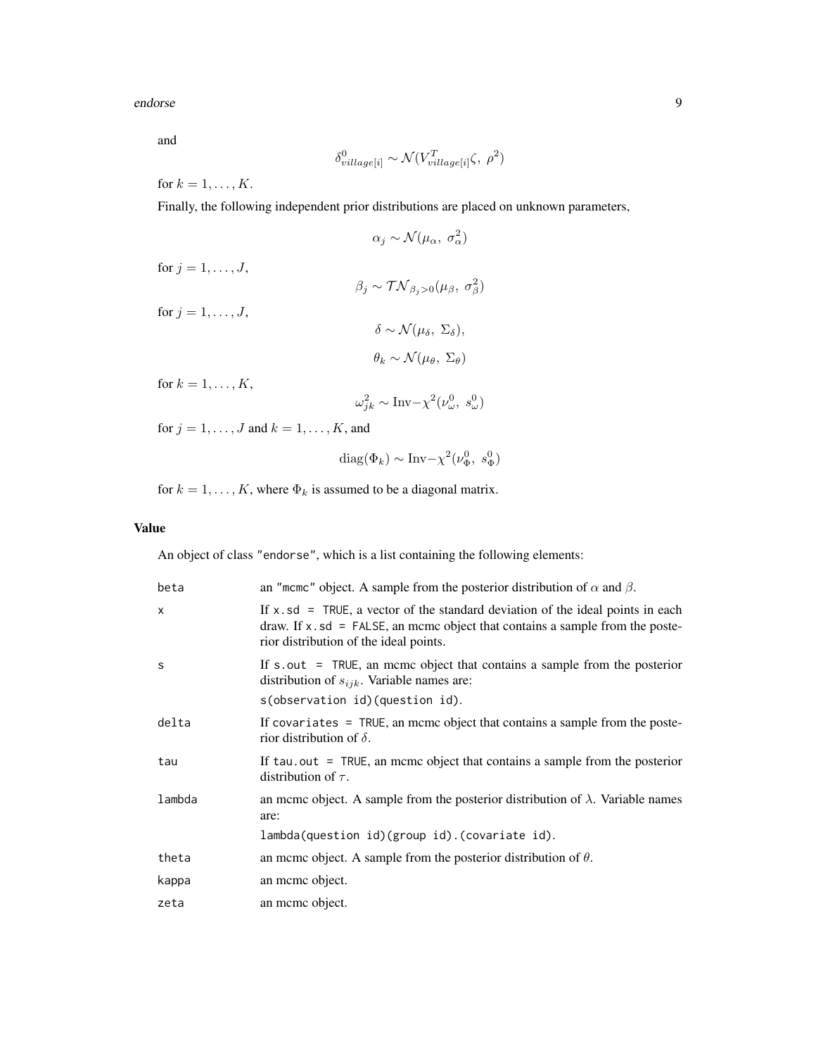and

$$\delta^0_{village[i]} \sim \mathcal{N}(V^T_{village[i]}\zeta,\ \rho^2)$$

for $k = 1, \ldots, K$.

Finally, the following independent prior distributions are placed on unknown parameters,

$$\alpha_j \sim \mathcal{N}(\mu_\alpha,\ \sigma^2_\alpha)$$

for $j = 1, \ldots, J$,

$$\beta_j \sim \mathcal{TN}_{\beta_j > 0}(\mu_\beta,\ \sigma^2_\beta)$$

for $j = 1, \ldots, J$,

$$\delta \sim \mathcal{N}(\mu_\delta,\ \Sigma_\delta),$$

$$\theta_k \sim \mathcal{N}(\mu_\theta,\ \Sigma_\theta)$$

for $k = 1, \ldots, K$,

$$\omega^2_{jk} \sim \text{Inv}-\chi^2(\nu^0_\omega,\ s^0_\omega)$$

for $j = 1, \ldots, J$ and $k = 1, \ldots, K$, and

$$\text{diag}(\Phi_k) \sim \text{Inv}-\chi^2(\nu^0_\Phi,\ s^0_\Phi)$$

for $k = 1, \ldots, K$, where $\Phi_k$ is assumed to be a diagonal matrix.

## Value

An object of class "endorse", which is a list containing the following elements:

| | |
|---|---|
| `beta` | an "mcmc" object. A sample from the posterior distribution of $\alpha$ and $\beta$. |
| `x` | If `x.sd = TRUE`, a vector of the standard deviation of the ideal points in each draw. If `x.sd = FALSE`, an mcmc object that contains a sample from the posterior distribution of the ideal points. |
| `s` | If `s.out = TRUE`, an mcmc object that contains a sample from the posterior distribution of $s_{ijk}$. Variable names are: `s(observation id)(question id)`. |
| `delta` | If `covariates = TRUE`, an mcmc object that contains a sample from the posterior distribution of $\delta$. |
| `tau` | If `tau.out = TRUE`, an mcmc object that contains a sample from the posterior distribution of $\tau$. |
| `lambda` | an mcmc object. A sample from the posterior distribution of $\lambda$. Variable names are: `lambda(question id)(group id).(covariate id)`. |
| `theta` | an mcmc object. A sample from the posterior distribution of $\theta$. |
| `kappa` | an mcmc object. |
| `zeta` | an mcmc object. |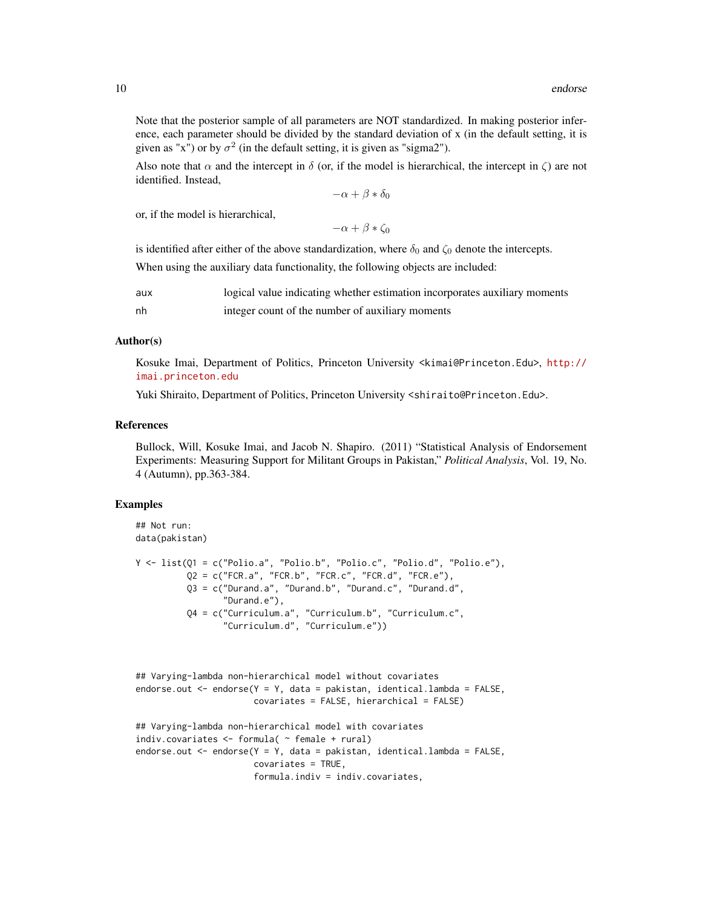Note that the posterior sample of all parameters are NOT standardized. In making posterior inference, each parameter should be divided by the standard deviation of x (in the default setting, it is given as "x") or by $\sigma^2$ (in the default setting, it is given as "sigma2").

Also note that $\alpha$ and the intercept in $\delta$ (or, if the model is hierarchical, the intercept in $\zeta$) are not identified. Instead,

$$-\alpha + \beta * \delta_0$$

or, if the model is hierarchical,

$$-\alpha + \beta * \zeta_0$$

is identified after either of the above standardization, where $\delta_0$ and $\zeta_0$ denote the intercepts.

When using the auxiliary data functionality, the following objects are included:

| | |
|---|---|
| aux | logical value indicating whether estimation incorporates auxiliary moments |
| nh | integer count of the number of auxiliary moments |

## Author(s)

Kosuke Imai, Department of Politics, Princeton University <kimai@Princeton.Edu>, http://imai.princeton.edu

Yuki Shiraito, Department of Politics, Princeton University <shiraito@Princeton.Edu>.

## References

Bullock, Will, Kosuke Imai, and Jacob N. Shapiro. (2011) "Statistical Analysis of Endorsement Experiments: Measuring Support for Militant Groups in Pakistan," *Political Analysis*, Vol. 19, No. 4 (Autumn), pp.363-384.

## Examples

```
## Not run:
data(pakistan)

Y <- list(Q1 = c("Polio.a", "Polio.b", "Polio.c", "Polio.d", "Polio.e"),
          Q2 = c("FCR.a", "FCR.b", "FCR.c", "FCR.d", "FCR.e"),
          Q3 = c("Durand.a", "Durand.b", "Durand.c", "Durand.d",
                 "Durand.e"),
          Q4 = c("Curriculum.a", "Curriculum.b", "Curriculum.c",
                 "Curriculum.d", "Curriculum.e"))



## Varying-lambda non-hierarchical model without covariates
endorse.out <- endorse(Y = Y, data = pakistan, identical.lambda = FALSE,
                       covariates = FALSE, hierarchical = FALSE)

## Varying-lambda non-hierarchical model with covariates
indiv.covariates <- formula( ~ female + rural)
endorse.out <- endorse(Y = Y, data = pakistan, identical.lambda = FALSE,
                       covariates = TRUE,
                       formula.indiv = indiv.covariates,
```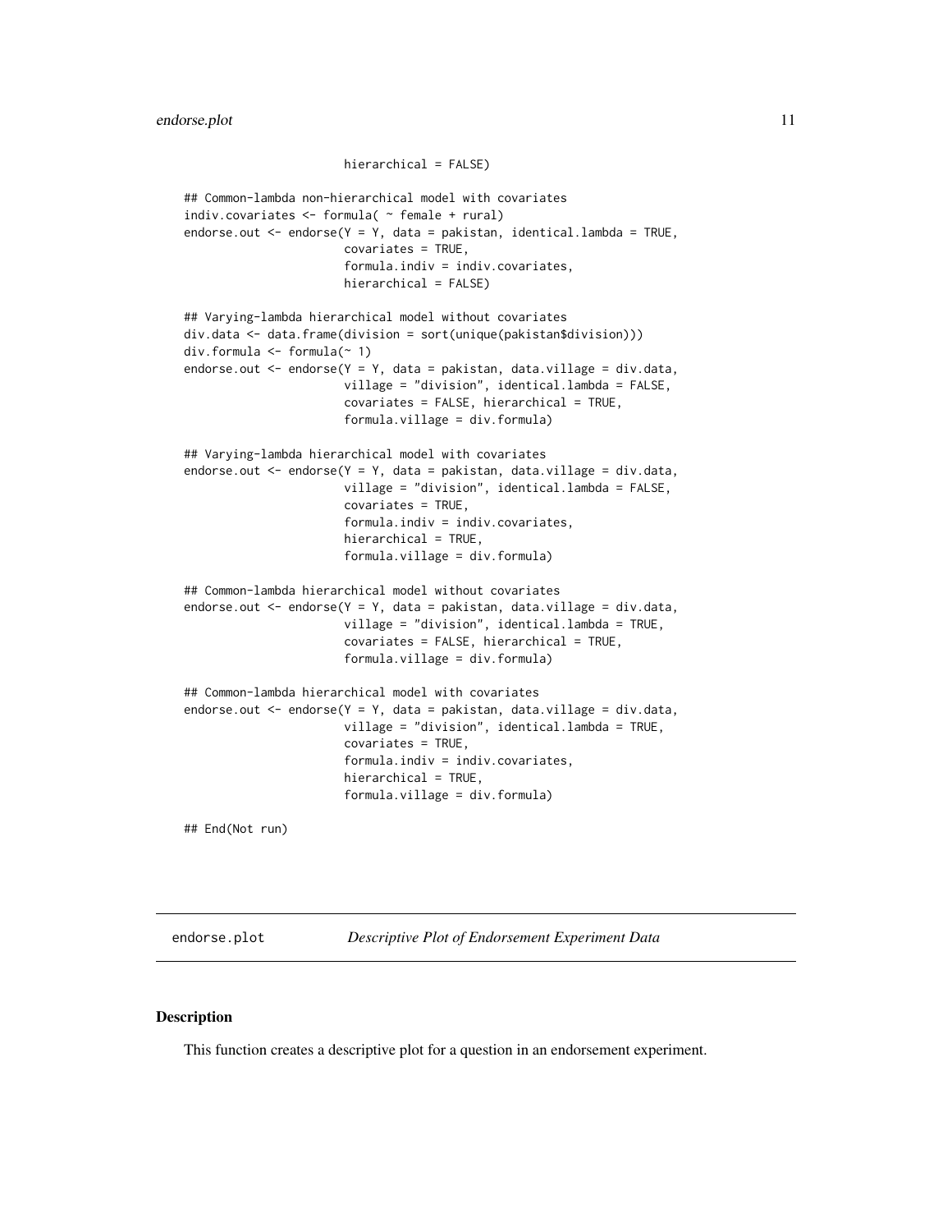```
                       hierarchical = FALSE)

## Common-lambda non-hierarchical model with covariates
indiv.covariates <- formula( ~ female + rural)
endorse.out <- endorse(Y = Y, data = pakistan, identical.lambda = TRUE,
                       covariates = TRUE,
                       formula.indiv = indiv.covariates,
                       hierarchical = FALSE)

## Varying-lambda hierarchical model without covariates
div.data <- data.frame(division = sort(unique(pakistan$division)))
div.formula <- formula(~ 1)
endorse.out <- endorse(Y = Y, data = pakistan, data.village = div.data,
                       village = "division", identical.lambda = FALSE,
                       covariates = FALSE, hierarchical = TRUE,
                       formula.village = div.formula)

## Varying-lambda hierarchical model with covariates
endorse.out <- endorse(Y = Y, data = pakistan, data.village = div.data,
                       village = "division", identical.lambda = FALSE,
                       covariates = TRUE,
                       formula.indiv = indiv.covariates,
                       hierarchical = TRUE,
                       formula.village = div.formula)

## Common-lambda hierarchical model without covariates
endorse.out <- endorse(Y = Y, data = pakistan, data.village = div.data,
                       village = "division", identical.lambda = TRUE,
                       covariates = FALSE, hierarchical = TRUE,
                       formula.village = div.formula)

## Common-lambda hierarchical model with covariates
endorse.out <- endorse(Y = Y, data = pakistan, data.village = div.data,
                       village = "division", identical.lambda = TRUE,
                       covariates = TRUE,
                       formula.indiv = indiv.covariates,
                       hierarchical = TRUE,
                       formula.village = div.formula)

## End(Not run)
```

---

## endorse.plot — *Descriptive Plot of Endorsement Experiment Data*

---

### Description

This function creates a descriptive plot for a question in an endorsement experiment.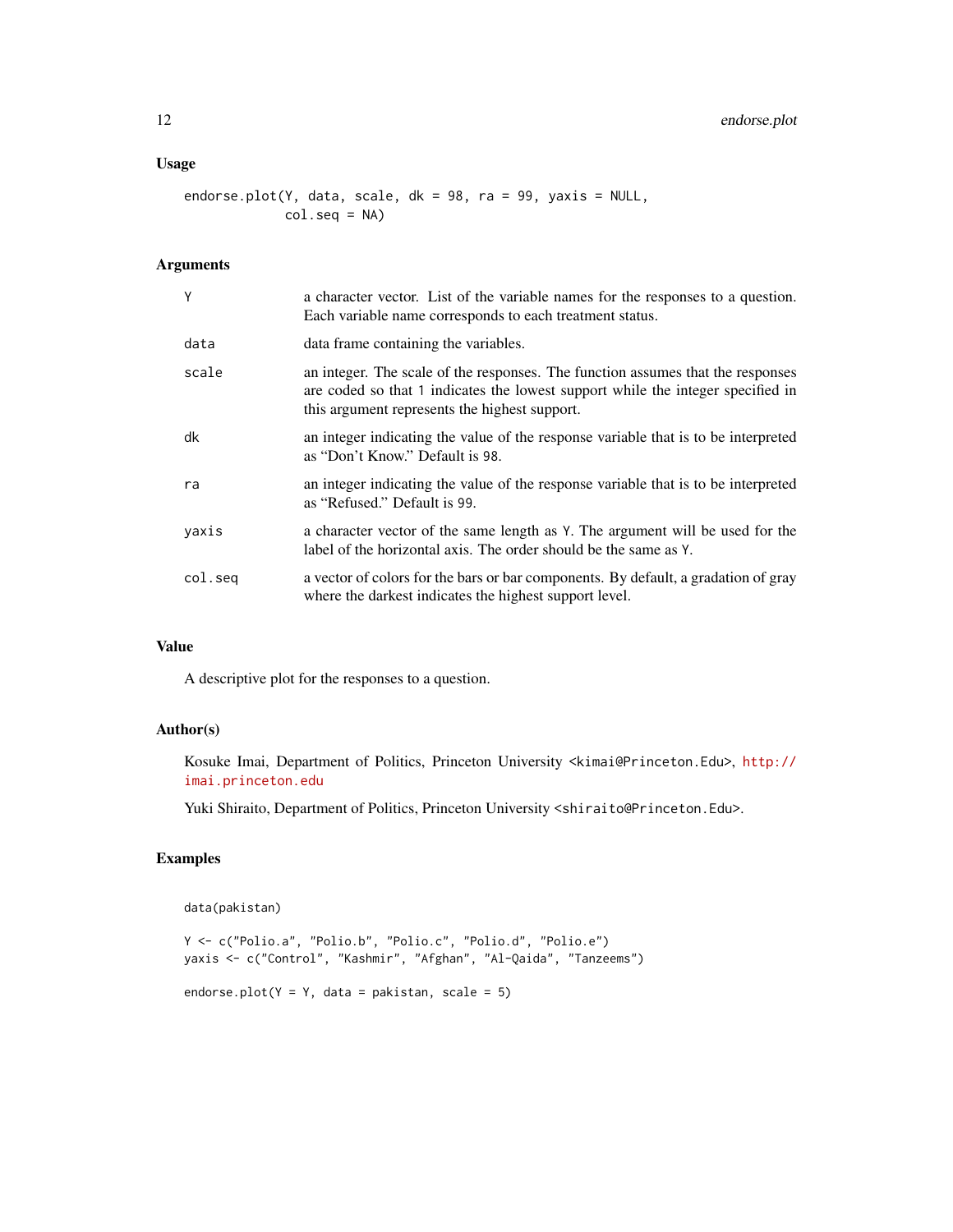### Usage

```
endorse.plot(Y, data, scale, dk = 98, ra = 99, yaxis = NULL,
             col.seq = NA)
```

### Arguments

| | |
|---|---|
| Y | a character vector. List of the variable names for the responses to a question. Each variable name corresponds to each treatment status. |
| data | data frame containing the variables. |
| scale | an integer. The scale of the responses. The function assumes that the responses are coded so that 1 indicates the lowest support while the integer specified in this argument represents the highest support. |
| dk | an integer indicating the value of the response variable that is to be interpreted as "Don't Know." Default is 98. |
| ra | an integer indicating the value of the response variable that is to be interpreted as "Refused." Default is 99. |
| yaxis | a character vector of the same length as Y. The argument will be used for the label of the horizontal axis. The order should be the same as Y. |
| col.seq | a vector of colors for the bars or bar components. By default, a gradation of gray where the darkest indicates the highest support level. |

### Value

A descriptive plot for the responses to a question.

### Author(s)

Kosuke Imai, Department of Politics, Princeton University <kimai@Princeton.Edu>, http://imai.princeton.edu

Yuki Shiraito, Department of Politics, Princeton University <shiraito@Princeton.Edu>.

### Examples

```
data(pakistan)

Y <- c("Polio.a", "Polio.b", "Polio.c", "Polio.d", "Polio.e")
yaxis <- c("Control", "Kashmir", "Afghan", "Al-Qaida", "Tanzeems")

endorse.plot(Y = Y, data = pakistan, scale = 5)
```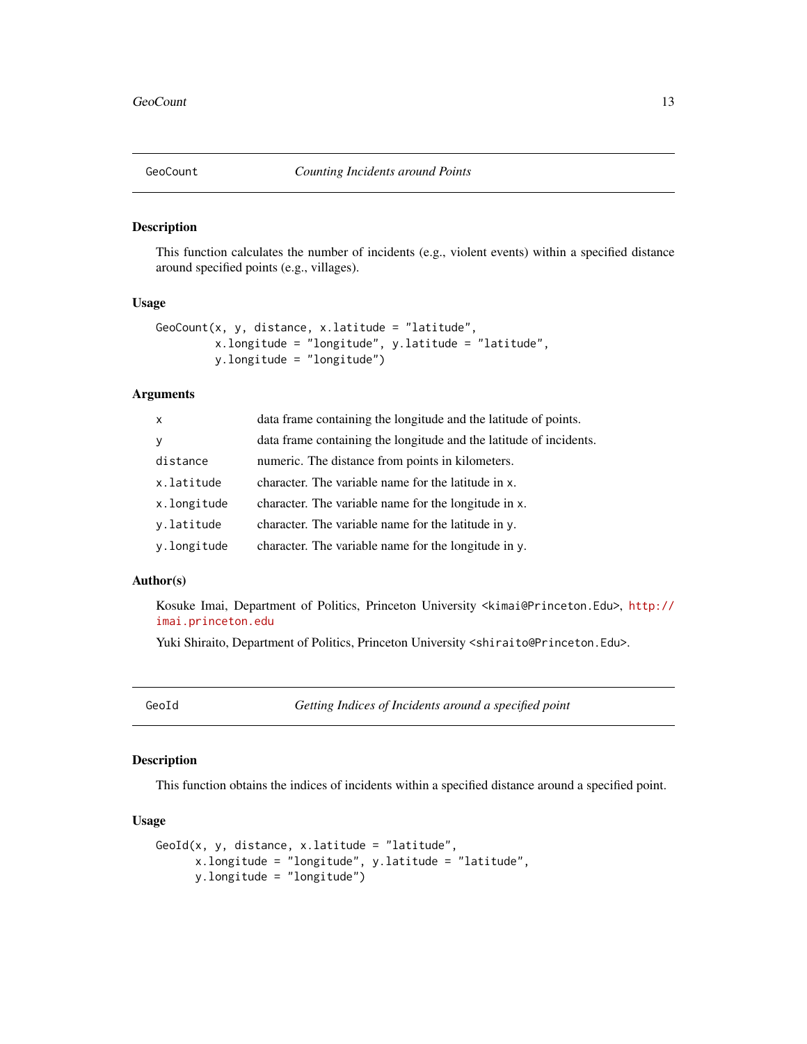## GeoCount *Counting Incidents around Points*

### Description

This function calculates the number of incidents (e.g., violent events) within a specified distance around specified points (e.g., villages).

### Usage

```
GeoCount(x, y, distance, x.latitude = "latitude",
         x.longitude = "longitude", y.latitude = "latitude",
         y.longitude = "longitude")
```

### Arguments

| | |
|---|---|
| x | data frame containing the longitude and the latitude of points. |
| y | data frame containing the longitude and the latitude of incidents. |
| distance | numeric. The distance from points in kilometers. |
| x.latitude | character. The variable name for the latitude in x. |
| x.longitude | character. The variable name for the longitude in x. |
| y.latitude | character. The variable name for the latitude in y. |
| y.longitude | character. The variable name for the longitude in y. |

### Author(s)

Kosuke Imai, Department of Politics, Princeton University <kimai@Princeton.Edu>, http://imai.princeton.edu

Yuki Shiraito, Department of Politics, Princeton University <shiraito@Princeton.Edu>.

## GeoId *Getting Indices of Incidents around a specified point*

### Description

This function obtains the indices of incidents within a specified distance around a specified point.

### Usage

```
GeoId(x, y, distance, x.latitude = "latitude",
      x.longitude = "longitude", y.latitude = "latitude",
      y.longitude = "longitude")
```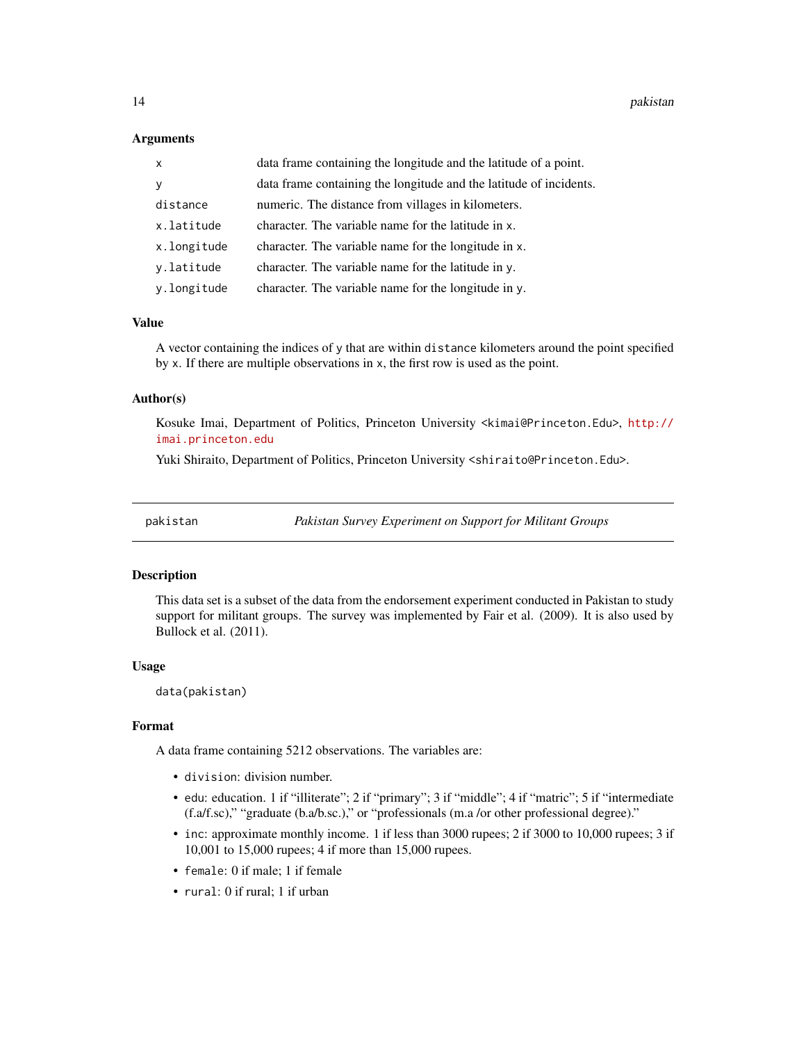### Arguments

| | |
|---|---|
| `x` | data frame containing the longitude and the latitude of a point. |
| `y` | data frame containing the longitude and the latitude of incidents. |
| `distance` | numeric. The distance from villages in kilometers. |
| `x.latitude` | character. The variable name for the latitude in `x`. |
| `x.longitude` | character. The variable name for the longitude in `x`. |
| `y.latitude` | character. The variable name for the latitude in `y`. |
| `y.longitude` | character. The variable name for the longitude in `y`. |

### Value

A vector containing the indices of `y` that are within `distance` kilometers around the point specified by `x`. If there are multiple observations in `x`, the first row is used as the point.

### Author(s)

Kosuke Imai, Department of Politics, Princeton University <kimai@Princeton.Edu>, http://imai.princeton.edu

Yuki Shiraito, Department of Politics, Princeton University <shiraito@Princeton.Edu>.

---

## pakistan — *Pakistan Survey Experiment on Support for Militant Groups*

---

### Description

This data set is a subset of the data from the endorsement experiment conducted in Pakistan to study support for militant groups. The survey was implemented by Fair et al. (2009). It is also used by Bullock et al. (2011).

### Usage

```
data(pakistan)
```

### Format

A data frame containing 5212 observations. The variables are:

- `division`: division number.
- `edu`: education. 1 if "illiterate"; 2 if "primary"; 3 if "middle"; 4 if "matric"; 5 if "intermediate (f.a/f.sc)," "graduate (b.a/b.sc.)," or "professionals (m.a /or other professional degree)."
- `inc`: approximate monthly income. 1 if less than 3000 rupees; 2 if 3000 to 10,000 rupees; 3 if 10,001 to 15,000 rupees; 4 if more than 15,000 rupees.
- `female`: 0 if male; 1 if female
- `rural`: 0 if rural; 1 if urban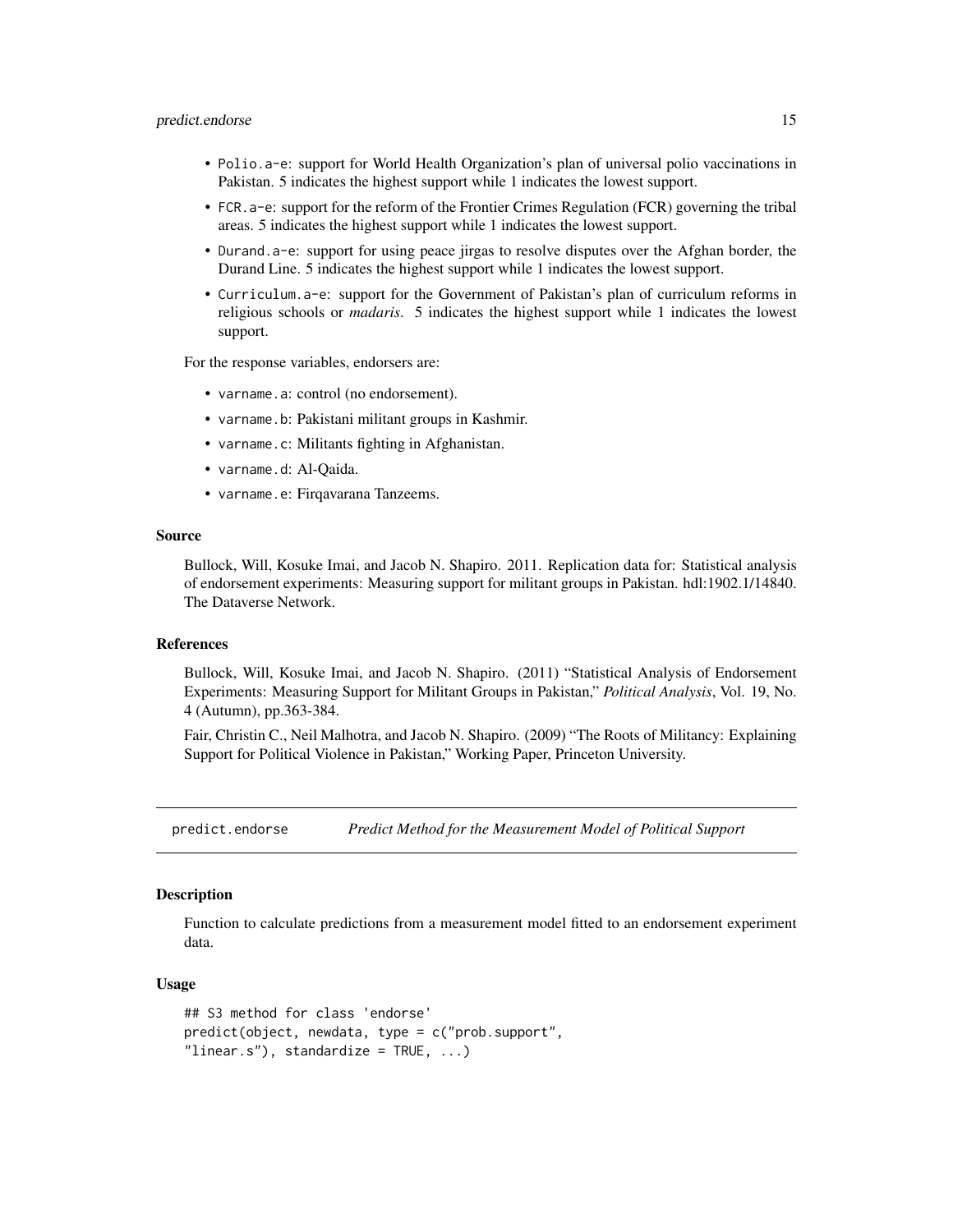- `Polio.a-e`: support for World Health Organization's plan of universal polio vaccinations in Pakistan. 5 indicates the highest support while 1 indicates the lowest support.
- `FCR.a-e`: support for the reform of the Frontier Crimes Regulation (FCR) governing the tribal areas. 5 indicates the highest support while 1 indicates the lowest support.
- `Durand.a-e`: support for using peace jirgas to resolve disputes over the Afghan border, the Durand Line. 5 indicates the highest support while 1 indicates the lowest support.
- `Curriculum.a-e`: support for the Government of Pakistan's plan of curriculum reforms in religious schools or *madaris*. 5 indicates the highest support while 1 indicates the lowest support.

For the response variables, endorsers are:

- `varname.a`: control (no endorsement).
- `varname.b`: Pakistani militant groups in Kashmir.
- `varname.c`: Militants fighting in Afghanistan.
- `varname.d`: Al-Qaida.
- `varname.e`: Firqavarana Tanzeems.

### Source

Bullock, Will, Kosuke Imai, and Jacob N. Shapiro. 2011. Replication data for: Statistical analysis of endorsement experiments: Measuring support for militant groups in Pakistan. hdl:1902.1/14840. The Dataverse Network.

### References

Bullock, Will, Kosuke Imai, and Jacob N. Shapiro. (2011) "Statistical Analysis of Endorsement Experiments: Measuring Support for Militant Groups in Pakistan," *Political Analysis*, Vol. 19, No. 4 (Autumn), pp.363-384.

Fair, Christin C., Neil Malhotra, and Jacob N. Shapiro. (2009) "The Roots of Militancy: Explaining Support for Political Violence in Pakistan," Working Paper, Princeton University.

## predict.endorse — *Predict Method for the Measurement Model of Political Support*

### Description

Function to calculate predictions from a measurement model fitted to an endorsement experiment data.

### Usage

```
## S3 method for class 'endorse'
predict(object, newdata, type = c("prob.support",
"linear.s"), standardize = TRUE, ...)
```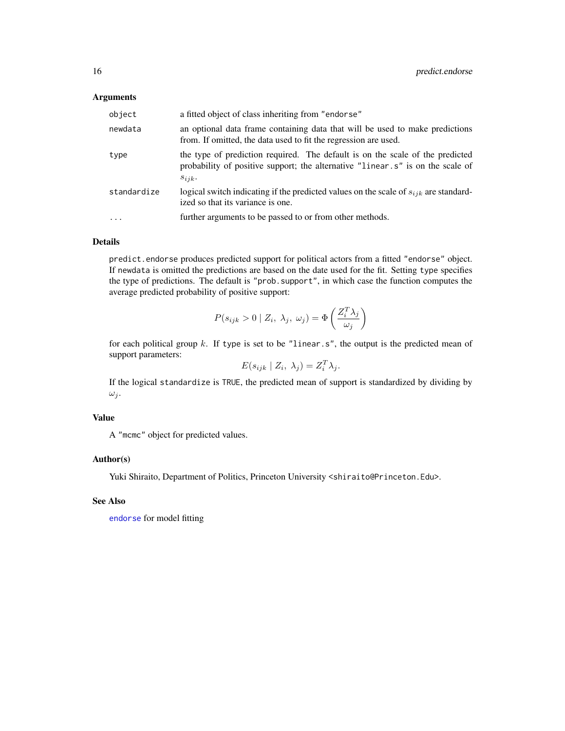### Arguments

| | |
|---|---|
| `object` | a fitted object of class inheriting from "endorse" |
| `newdata` | an optional data frame containing data that will be used to make predictions from. If omitted, the data used to fit the regression are used. |
| `type` | the type of prediction required. The default is on the scale of the predicted probability of positive support; the alternative "linear.s" is on the scale of $s_{ijk}$. |
| `standardize` | logical switch indicating if the predicted values on the scale of $s_{ijk}$ are standardized so that its variance is one. |
| `...` | further arguments to be passed to or from other methods. |

### Details

`predict.endorse` produces predicted support for political actors from a fitted "endorse" object. If `newdata` is omitted the predictions are based on the date used for the fit. Setting `type` specifies the type of predictions. The default is "prob.support", in which case the function computes the average predicted probability of positive support:

$$P(s_{ijk} > 0 \mid Z_i,\ \lambda_j,\ \omega_j) = \Phi\left(\frac{Z_i^T \lambda_j}{\omega_j}\right)$$

for each political group $k$. If `type` is set to be "linear.s", the output is the predicted mean of support parameters:

$$E(s_{ijk} \mid Z_i,\ \lambda_j) = Z_i^T \lambda_j.$$

If the logical `standardize` is `TRUE`, the predicted mean of support is standardized by dividing by $\omega_j$.

### Value

A "mcmc" object for predicted values.

### Author(s)

Yuki Shiraito, Department of Politics, Princeton University <shiraito@Princeton.Edu>.

### See Also

`endorse` for model fitting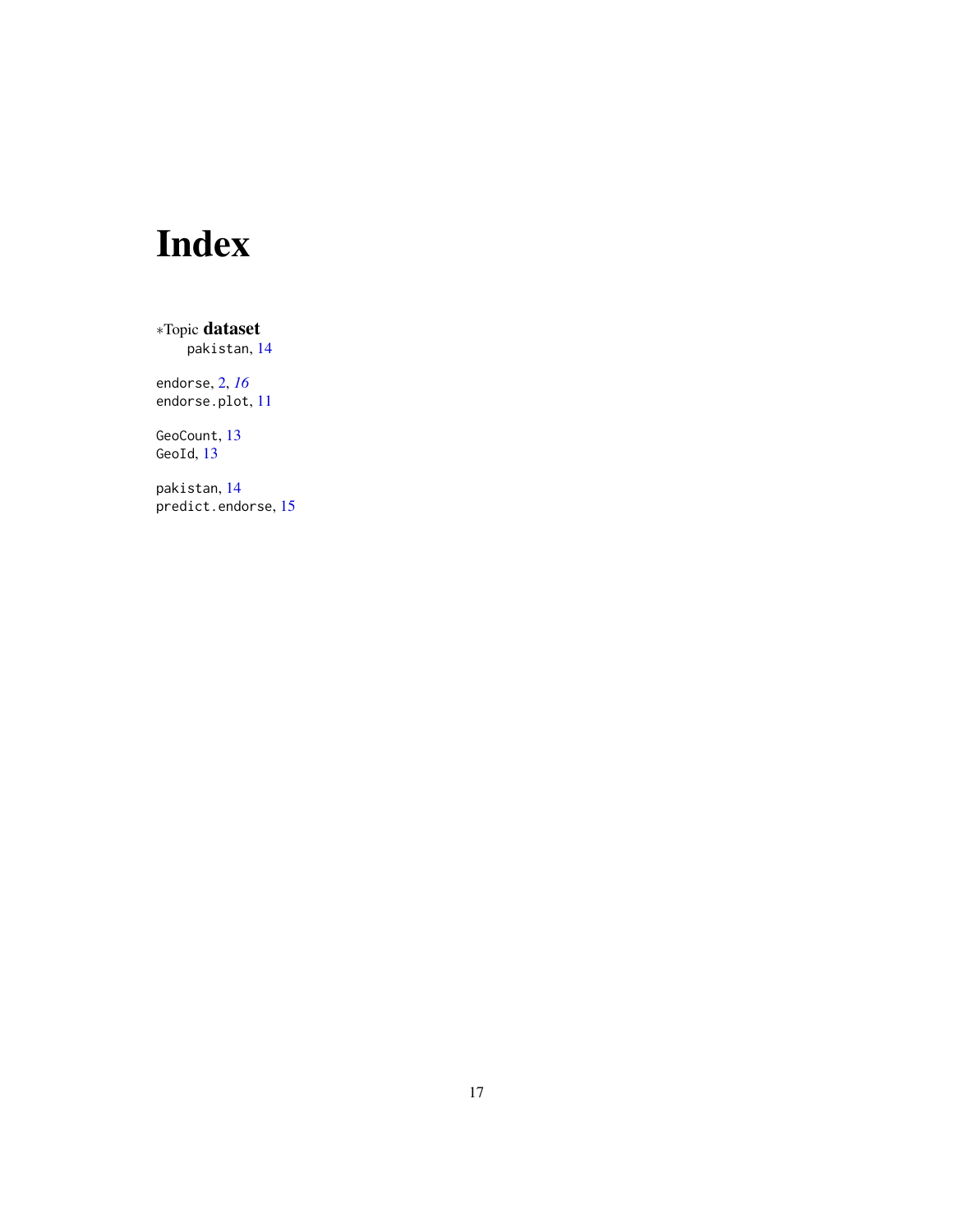# Index

*Topic **dataset**
    pakistan, 14

endorse, 2, *16*
endorse.plot, 11

GeoCount, 13
GeoId, 13

pakistan, 14
predict.endorse, 15